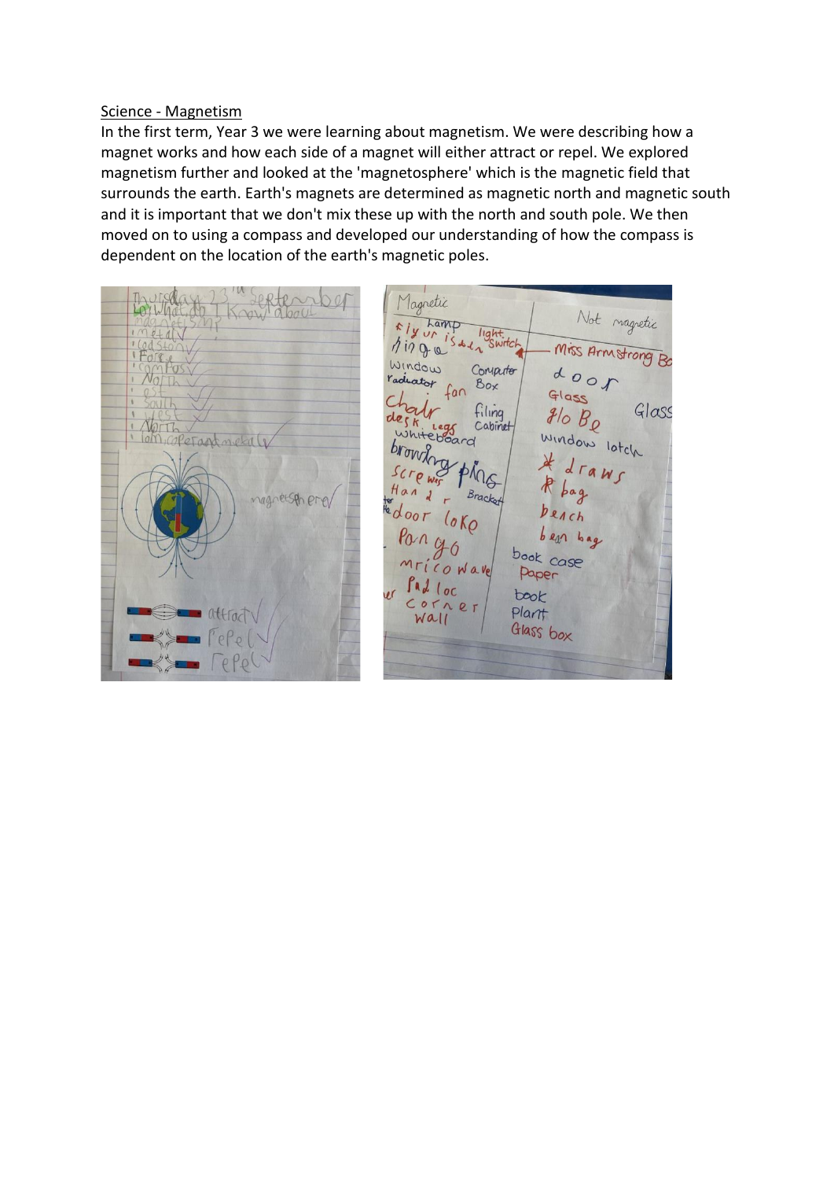Science - Magnetism

In the first term, Year 3 we were learning about magnetism. We were describing how a magnet works and how each side of a magnet will either attract or repel. We explored magnetism further and looked at the 'magnetosphere' which is the magnetic field that surrounds the earth. Earth's magnets are determined as magnetic north and magnetic south and it is important that we don't mix these up with the north and south pole. We then moved on to using a compass and developed our understanding of how the compass is dependent on the location of the earth's magnetic poles.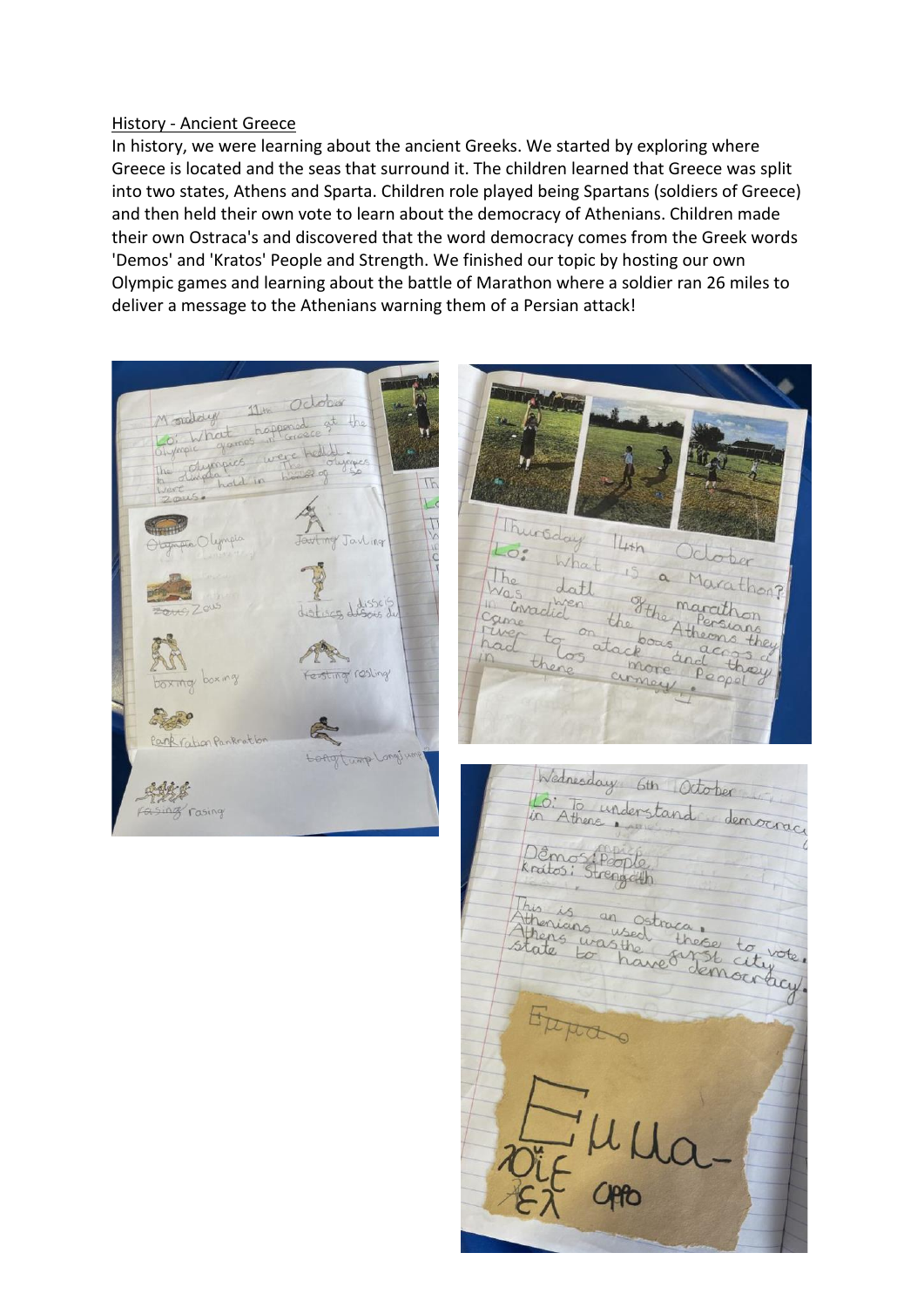History - Ancient Greece

In history, we were learning about the ancient Greeks. We started by exploring where Greece is located and the seas that surround it. The children learned that Greece was split into two states, Athens and Sparta. Children role played being Spartans (soldiers of Greece) and then held their own vote to learn about the democracy of Athenians. Children made their own Ostraca's and discovered that the word democracy comes from the Greek words 'Demos' and 'Kratos' People and Strength. We finished our topic by hosting our own Olympic games and learning about the battle of Marathon where a soldier ran 26 miles to deliver a message to the Athenians warning them of a Persian attack!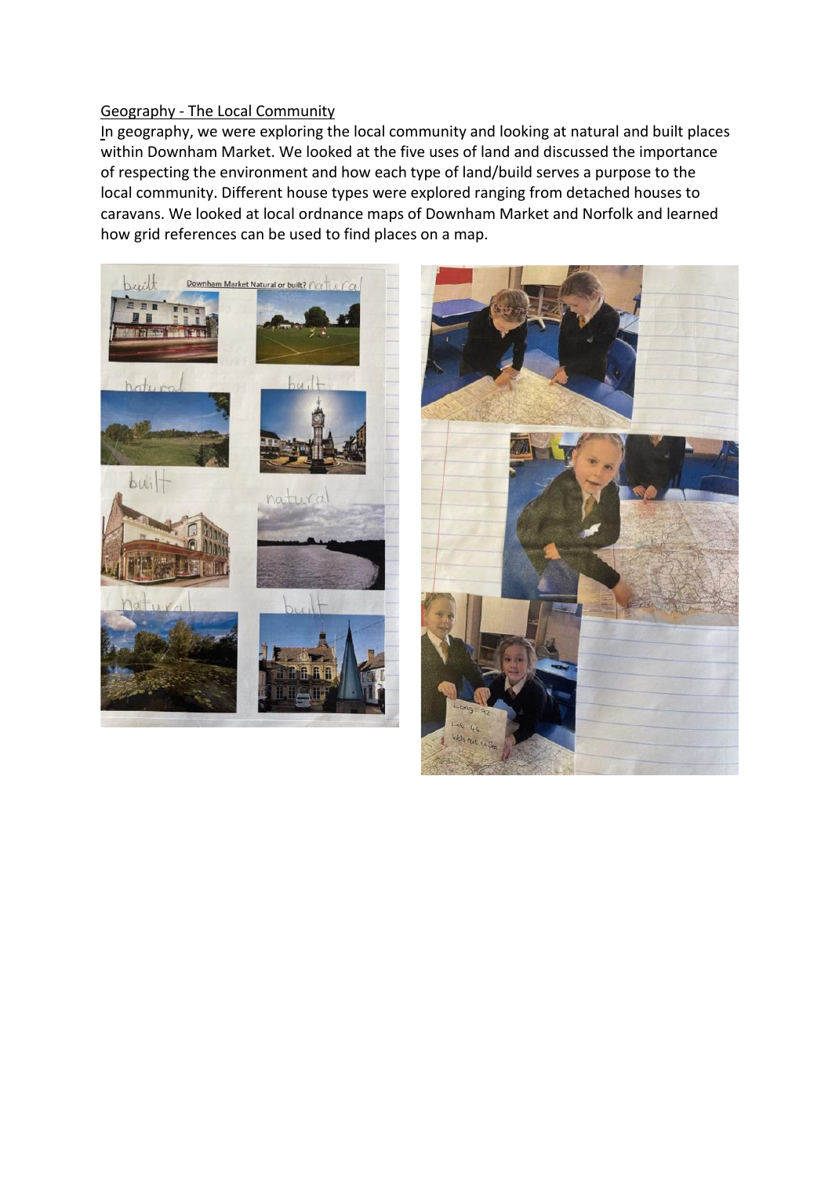Geography - The Local Community

In geography, we were exploring the local community and looking at natural and built places within Downham Market. We looked at the five uses of land and discussed the importance of respecting the environment and how each type of land/build serves a purpose to the local community. Different house types were explored ranging from detached houses to caravans. We looked at local ordnance maps of Downham Market and Norfolk and learned how grid references can be used to find places on a map.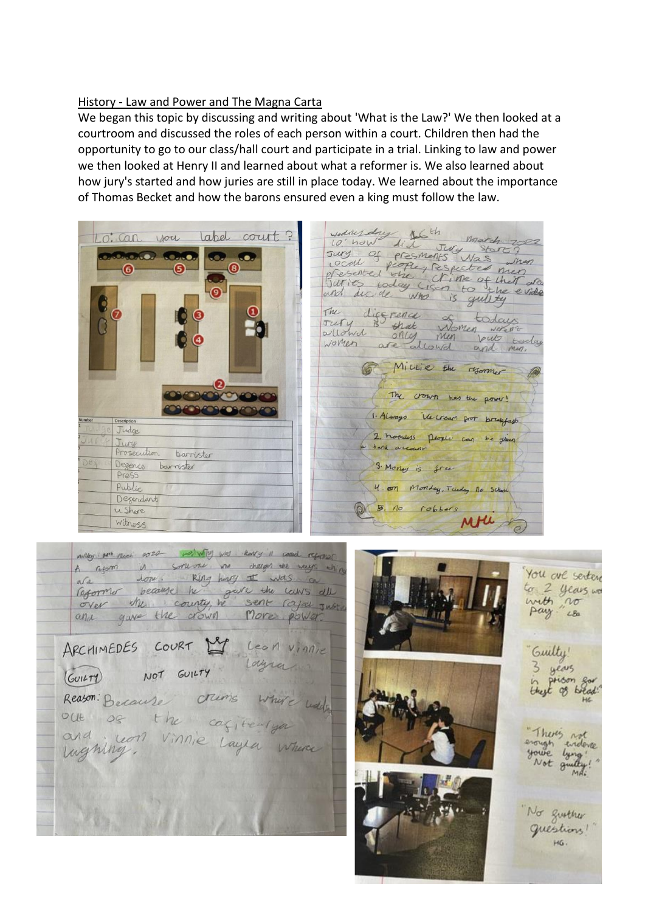History - Law and Power and The Magna Carta

We began this topic by discussing and writing about 'What is the Law?' We then looked at a courtroom and discussed the roles of each person within a court. Children then had the opportunity to go to our class/hall court and participate in a trial. Linking to law and power we then looked at Henry II and learned about what a reformer is. We also learned about how jury's started and how juries are still in place today. We learned about the importance of Thomas Becket and how the barons ensured even a king must follow the law.

LO: Can you label court?

| Number | Description |
| --- | --- |
| 1 | Judge |
| 2 | Jury |
| 3 | Prosecution barrister |
| 4 | Defence barrister |
| 5 | Press |
| 6 | Public |
| 7 | Defendant |
| 8 | Usher |
| 9 | Witness |

Wednesday 16th March 2022

LO: how did Jury start?

Jury of presments was when local people, respected men presented the crime of their area. Juries today lisen to the evidence and decide who is guilty.

The difference of todays Jury is that women weren't allowed only men but today women are allowd and men.

Millie the reformer

The crown has the power!

1. Always ice cream for breakfast
2. homless people can be given a bank account
3. Money is free
4. on Monday, Tuesday no school
5. no robbers

Monday 14th March 2022 LO: Why was Henry II called reformer

A reform is someone who changes the ways things are done. King Henry II was a reformer because he gave the laws all over the county, he sent royal justic and gave the crown more power.

ARCHIMEDES COURT — Leon Vinnie Layla

GUILTY / NOT GUILTY

Reason: Because crums where leading out of the caftearya and Leon Vinnie Layla where laghing.

"You are sentenced to 2 years work with no pay." LBa

"Guilty! 3 years in prison for theft of bread!" HG

"There's not enough evidence you're lying! Not guilty!" MAi

"No further questions!" HG.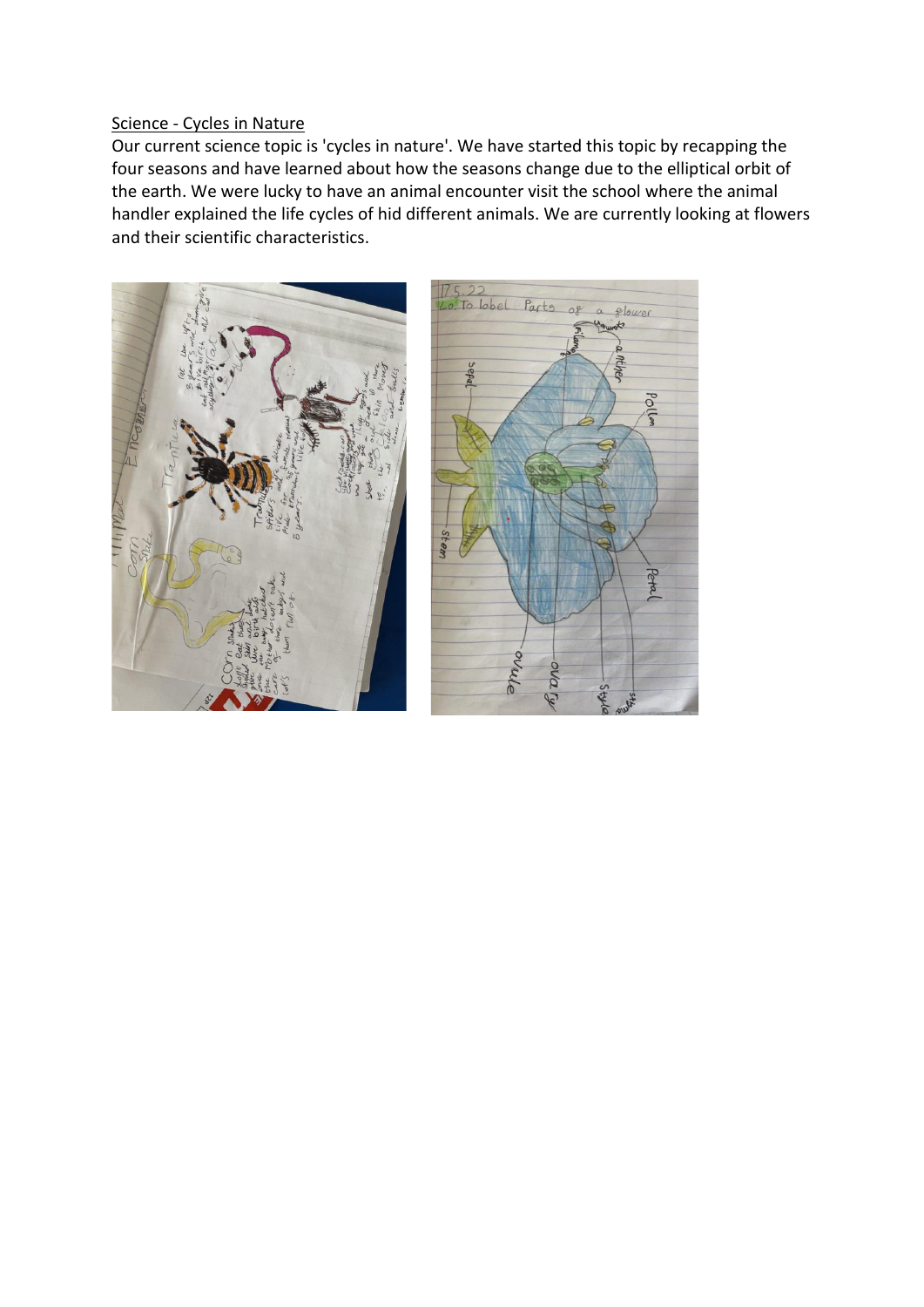Science - Cycles in Nature

Our current science topic is 'cycles in nature'. We have started this topic by recapping the four seasons and have learned about how the seasons change due to the elliptical orbit of the earth. We were lucky to have an animal encounter visit the school where the animal handler explained the life cycles of hid different animals. We are currently looking at flowers and their scientific characteristics.